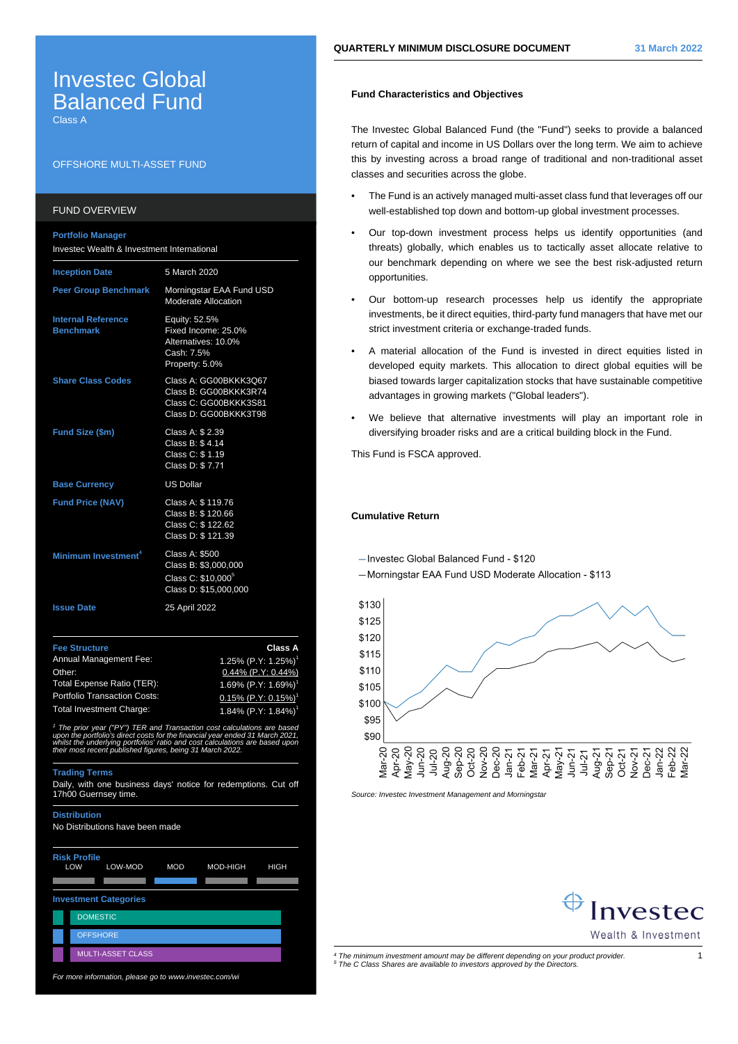# Investec Global Balanced Fund

Class A

OFFSHORE MULTI-ASSET FUND

QUARTERLY MINIMUM DISCLOSURE DOCUMENT — 31 March 2022

## FUND OVERVIEW

**Portfolio Manager**
Investec Wealth & Investment International

| | |
|---|---|
| **Inception Date** | 5 March 2020 |
| **Peer Group Benchmark** | Morningstar EAA Fund USD Moderate Allocation |
| **Internal Reference Benchmark** | Equity: 52.5%<br>Fixed Income: 25.0%<br>Alternatives: 10.0%<br>Cash: 7.5%<br>Property: 5.0% |
| **Share Class Codes** | Class A: GG00BKKK3Q67<br>Class B: GG00BKKK3R74<br>Class C: GG00BKKK3S81<br>Class D: GG00BKKK3T98 |
| **Fund Size ($m)** | Class A: $ 2.39<br>Class B: $ 4.14<br>Class C: $ 1.19<br>Class D: $ 7.71 |
| **Base Currency** | US Dollar |
| **Fund Price (NAV)** | Class A: $ 119.76<br>Class B: $ 120.66<br>Class C: $ 122.62<br>Class D: $ 121.39 |
| **Minimum Investment**[4] | Class A: $500<br>Class B: $3,000,000<br>Class C: $10,000[5]<br>Class D: $15,000,000 |
| **Issue Date** | 25 April 2022 |

| **Fee Structure** | **Class A** |
|---|---|
| Annual Management Fee: | 1.25% (P.Y: 1.25%)[1] |
| Other: | 0.44% (P.Y: 0.44%) |
| Total Expense Ratio (TER): | 1.69% (P.Y: 1.69%)[1] |
| Portfolio Transaction Costs: | 0.15% (P.Y: 0.15%)[1] |
| Total Investment Charge: | 1.84% (P.Y: 1.84%)[1] |

*[1] The prior year ("PY") TER and Transaction cost calculations are based upon the portfolio's direct costs for the financial year ended 31 March 2021, whilst the underlying portfolios' ratio and cost calculations are based on their most recent published figures, being 31 March 2022.*

**Trading Terms**
Daily, with one business days' notice for redemptions. Cut off 17h00 Guernsey time.

**Distribution**
No Distributions have been made

**Risk Profile**

LOW | LOW-MOD | **MOD** | MOD-HIGH | HIGH

**Investment Categories**

- DOMESTIC
- OFFSHORE
- MULTI-ASSET CLASS

*For more information, please go to www.investec.com/wi*

## Fund Characteristics and Objectives

The Investec Global Balanced Fund (the "Fund") seeks to provide a balanced return of capital and income in US Dollars over the long term. We aim to achieve this by investing across a broad range of traditional and non-traditional asset classes and securities across the globe.

- The Fund is an actively managed multi-asset class fund that leverages off our well-established top down and bottom-up global investment processes.
- Our top-down investment process helps us identify opportunities (and threats) globally, which enables us to tactically asset allocate relative to our benchmark depending on where we see the best risk-adjusted return opportunities.
- Our bottom-up research processes help us identify the appropriate investments, be it direct equities, third-party fund managers that have met our strict investment criteria or exchange-traded funds.
- A material allocation of the Fund is invested in direct equities listed in developed equity markets. This allocation to direct global equities will be biased towards larger capitalization stocks that have sustainable competitive advantages in growing markets ("Global leaders").
- We believe that alternative investments will play an important role in diversifying broader risks and are a critical building block in the Fund.

This Fund is FSCA approved.

## Cumulative Return

— Investec Global Balanced Fund - $120
— Morningstar EAA Fund USD Moderate Allocation - $113

*Source: Investec Investment Management and Morningstar*

*[4] The minimum investment amount may be different depending on your product provider.*
*[5] The C Class Shares are available to investors approved by the Directors.*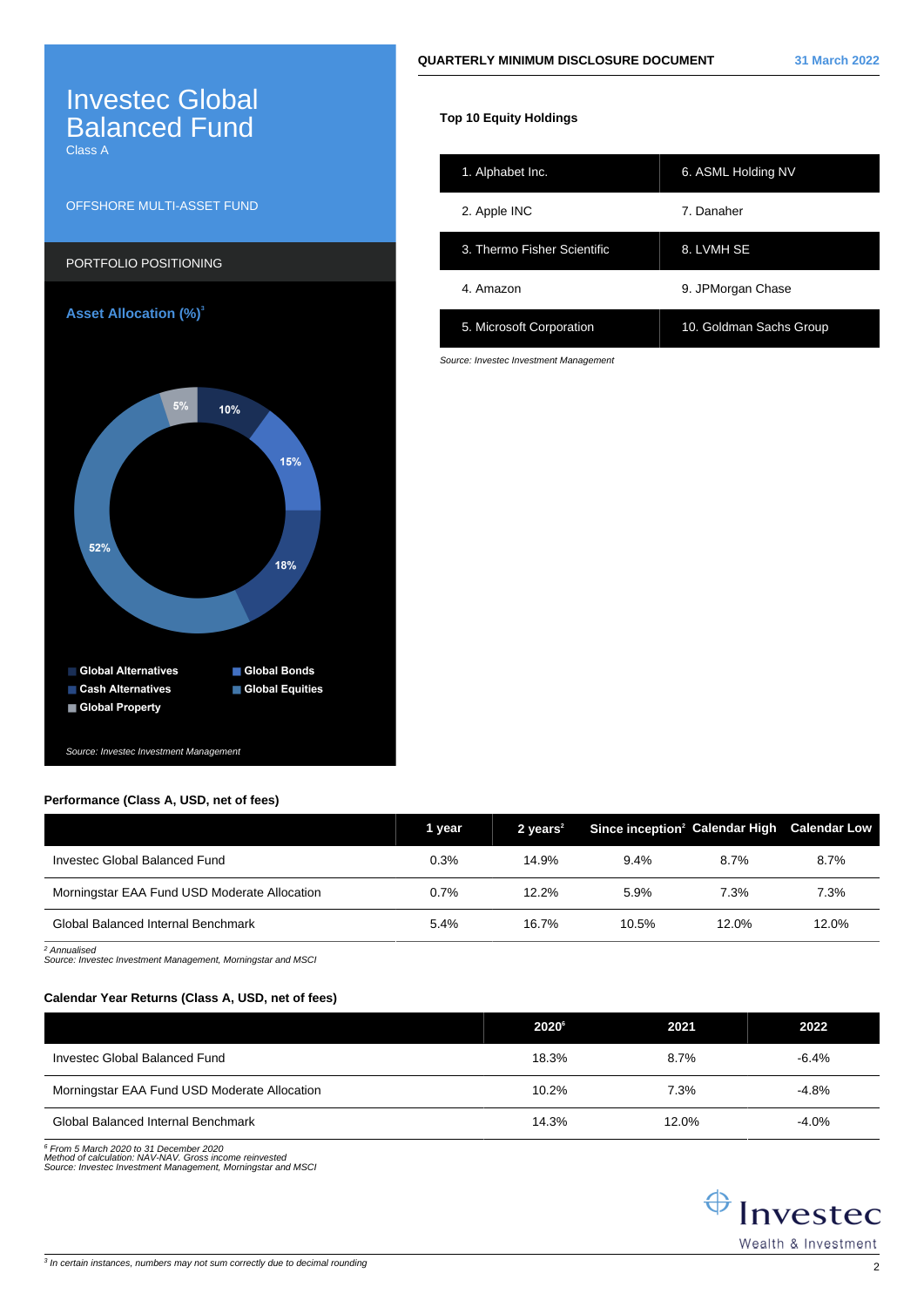# Investec Global Balanced Fund

Class A

OFFSHORE MULTI-ASSET FUND

PORTFOLIO POSITIONING

**Asset Allocation (%)**[3]

- Global Alternatives
- Cash Alternatives
- Global Property
- Global Bonds
- Global Equities

5%, 10%, 15%, 18%, 52%

*Source: Investec Investment Management*

**QUARTERLY MINIMUM DISCLOSURE DOCUMENT** 31 March 2022

**Top 10 Equity Holdings**

| | |
|---|---|
| 1. Alphabet Inc. | 6. ASML Holding NV |
| 2. Apple INC | 7. Danaher |
| 3. Thermo Fisher Scientific | 8. LVMH SE |
| 4. Amazon | 9. JPMorgan Chase |
| 5. Microsoft Corporation | 10. Goldman Sachs Group |

*Source: Investec Investment Management*

**Performance (Class A, USD, net of fees)**

| | 1 year | 2 years[2] | Since inception[2] | Calendar High | Calendar Low |
|---|---|---|---|---|---|
| Investec Global Balanced Fund | 0.3% | 14.9% | 9.4% | 8.7% | 8.7% |
| Morningstar EAA Fund USD Moderate Allocation | 0.7% | 12.2% | 5.9% | 7.3% | 7.3% |
| Global Balanced Internal Benchmark | 5.4% | 16.7% | 10.5% | 12.0% | 12.0% |

*[2] Annualised*
*Source: Investec Investment Management, Morningstar and MSCI*

**Calendar Year Returns (Class A, USD, net of fees)**

| | 2020[6] | 2021 | 2022 |
|---|---|---|---|
| Investec Global Balanced Fund | 18.3% | 8.7% | -6.4% |
| Morningstar EAA Fund USD Moderate Allocation | 10.2% | 7.3% | -4.8% |
| Global Balanced Internal Benchmark | 14.3% | 12.0% | -4.0% |

*[6] From 5 March 2020 to 31 December 2020*
*Method of calculation: NAV-NAV. Gross income reinvested*
*Source: Investec Investment Management, Morningstar and MSCI*

Investec Wealth & Investment

*[3] In certain instances, numbers may not sum correctly due to decimal rounding*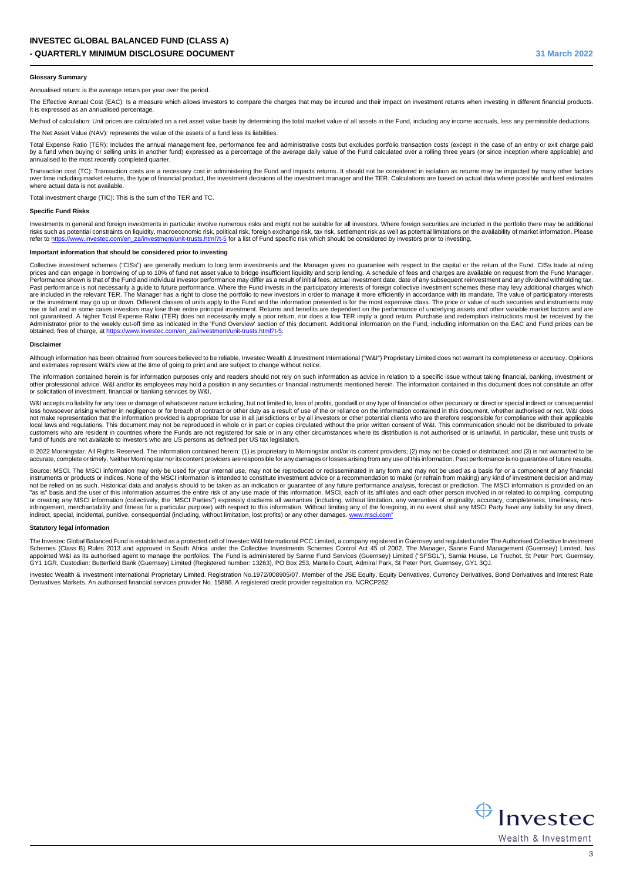# INVESTEC GLOBAL BALANCED FUND (CLASS A) - QUARTERLY MINIMUM DISCLOSURE DOCUMENT

31 March 2022

### Glossary Summary

Annualised return: is the average return per year over the period.

The Effective Annual Cost (EAC): Is a measure which allows investors to compare the charges that may be incured and their impact on investment returns when investing in different financial products. It is expressed as an annualised percentage.

Method of calculation: Unit prices are calculated on a net asset value basis by determining the total market value of all assets in the Fund, including any income accruals, less any permissible deductions.

The Net Asset Value (NAV): represents the value of the assets of a fund less its liabilities.

Total Expense Ratio (TER): Includes the annual management fee, performance fee and administrative costs but excludes portfolio transaction costs (except in the case of an entry or exit charge paid by a fund when buying or selling units in another fund) expressed as a percentage of the average daily value of the Fund calculated over a rolling three years (or since inception where applicable) and annualised to the most recently completed quarter.

Transaction cost (TC): Transaction costs are a necessary cost in administering the Fund and impacts returns. It should not be considered in isolation as returns may be impacted by many other factors over time including market returns, the type of financial product, the investment decisions of the investment manager and the TER. Calculations are based on actual data where possible and best estimates where actual data is not available.

Total investment charge (TIC): This is the sum of the TER and TC.

### Specific Fund Risks

Investments in general and foreign investments in particular involve numerous risks and might not be suitable for all investors. Where foreign securities are included in the portfolio there may be additional risks such as potential constraints on liquidity, macroeconomic risk, political risk, foreign exchange risk, tax risk, settlement risk as well as potential limitations on the availability of market information. Please refer to https://www.investec.com/en_za/investment/unit-trusts.html?t-5 for a list of Fund specific risk which should be considered by investors prior to investing.

### Important information that should be considered prior to investing

Collective investment schemes ("CISs") are generally medium to long term investments and the Manager gives no guarantee with respect to the capital or the return of the Fund. CISs trade at ruling prices and can engage in borrowing of up to 10% of fund net asset value to bridge insufficient liquidity and scrip lending. A schedule of fees and charges are available on request from the Fund Manager. Performance shown is that of the Fund and individual investor performance may differ as a result of initial fees, actual investment date, date of any subsequent reinvestment and any dividend withholding tax. Past performance is not necessarily a guide to future performance. Where the Fund invests in the participatory interests of foreign collective investment schemes these may levy additional charges which are included in the relevant TER. The Manager has a right to close the portfolio to new investors in order to manage it more efficiently in accordance with its mandate. The value of participatory interests or the investment may go up or down. Different classes of units apply to the Fund and the information presented is for the most expensive class. The price or value of such securities and instruments may rise or fall and in some cases investors may lose their entire principal investment. Returns and benefits are dependent on the performance of underlying assets and other variable market factors and are not guaranteed. A higher Total Expense Ratio (TER) does not necessarily imply a poor return, nor does a low TER imply a good return. Purchase and redemption instructions must be received by the Administrator prior to the weekly cut-off time as indicated in the 'Fund Overview' section of this document. Additional information on the Fund, including information on the EAC and Fund prices can be obtained, free of charge, at https://www.investec.com/en_za/investment/unit-trusts.html?t-5.

### Disclaimer

Although information has been obtained from sources believed to be reliable, Investec Wealth & Investment International ("W&I") Proprietary Limited does not warrant its completeness or accuracy. Opinions and estimates represent W&I's view at the time of going to print and are subject to change without notice.

The information contained herein is for information purposes only and readers should not rely on such information as advice in relation to a specific issue without taking financial, banking, investment or other professional advice. W&I and/or its employees may hold a position in any securities or financial instruments mentioned herein. The information contained in this document does not constitute an offer or solicitation of investment, financial or banking services by W&I.

W&I accepts no liability for any loss or damage of whatsoever nature including, but not limited to, loss of profits, goodwill or any type of financial or other pecuniary or direct or special indirect or consequential loss howsoever arising whether in negligence or for breach of contract or other duty as a result of use of the or reliance on the information contained in this document, whether authorised or not. W&I does not make representation that the information provided is appropriate for use in all jurisdictions or by all investors or other potential clients who are therefore responsible for compliance with their applicable local laws and regulations. This document may not be reproduced in whole or in part or copies circulated without the prior written consent of W&I. This communication should not be distributed to private customers who are resident in countries where the Funds are not registered for sale or in any other circumstances where its distribution is not authorised or is unlawful. In particular, these unit trusts or fund of funds are not available to investors who are US persons as defined per US tax legislation.

© 2022 Morningstar. All Rights Reserved. The information contained herein: (1) is proprietary to Morningstar and/or its content providers; (2) may not be copied or distributed; and (3) is not warranted to be accurate, complete or timely. Neither Morningstar nor its content providers are responsible for any damages or losses arising from any use of this information. Past performance is no guarantee of future results.

Source: MSCI. The MSCI information may only be used for your internal use, may not be reproduced or redisseminated in any form and may not be used as a basis for or a component of any financial instruments or products or indices. None of the MSCI information is intended to constitute investment advice or a recommendation to make (or refrain from making) any kind of investment decision and may not be relied on as such. Historical data and analysis should to be taken as an indication or guarantee of any future performance analysis, forecast or prediction. The MSCI information is provided on an "as is" basis and the user of this information assumes the entire risk of any use made of this information. MSCI, each of its affiliates and each other person involved in or related to compiling, computing or creating any MSCI information (collectively, the "MSCI Parties") expressly disclaims all warranties (including, without limitation, any warranties of originality, accuracy, completeness, timeliness, non-infringement, merchantability and fitness for a particular purpose) with respect to this information. Without limiting any of the foregoing, in no event shall any MSCI Party have any liability for any direct, indirect, special, incidental, punitive, consequential (including, without limitation, lost profits) or any other damages. www.msci.com"

### Statutory legal information

The Investec Global Balanced Fund is established as a protected cell of Investec W&I International PCC Limited, a company registered in Guernsey and regulated under The Authorised Collective Investment Schemes (Class B) Rules 2013 and approved in South Africa under the Collective Investments Schemes Control Act 45 of 2002. The Manager, Sanne Fund Management (Guernsey) Limited, has appointed W&I as its authorised agent to manage the portfolios. The Fund is administered by Sanne Fund Services (Guernsey) Limited ("SFSGL"), Sarnia House, Le Truchot, St Peter Port, Guernsey, GY1 1GR, Custodian: Butterfield Bank (Guernsey) Limited (Registered number: 13263), PO Box 253, Martello Court, Admiral Park, St Peter Port, Guernsey, GY1 3QJ.

Investec Wealth & Investment International Proprietary Limited. Registration No.1972/008905/07. Member of the JSE Equity, Equity Derivatives, Currency Derivatives, Bond Derivatives and Interest Rate Derivatives Markets. An authorised financial services provider No. 15886. A registered credit provider registration no. NCRCP262.

Investec
Wealth & Investment